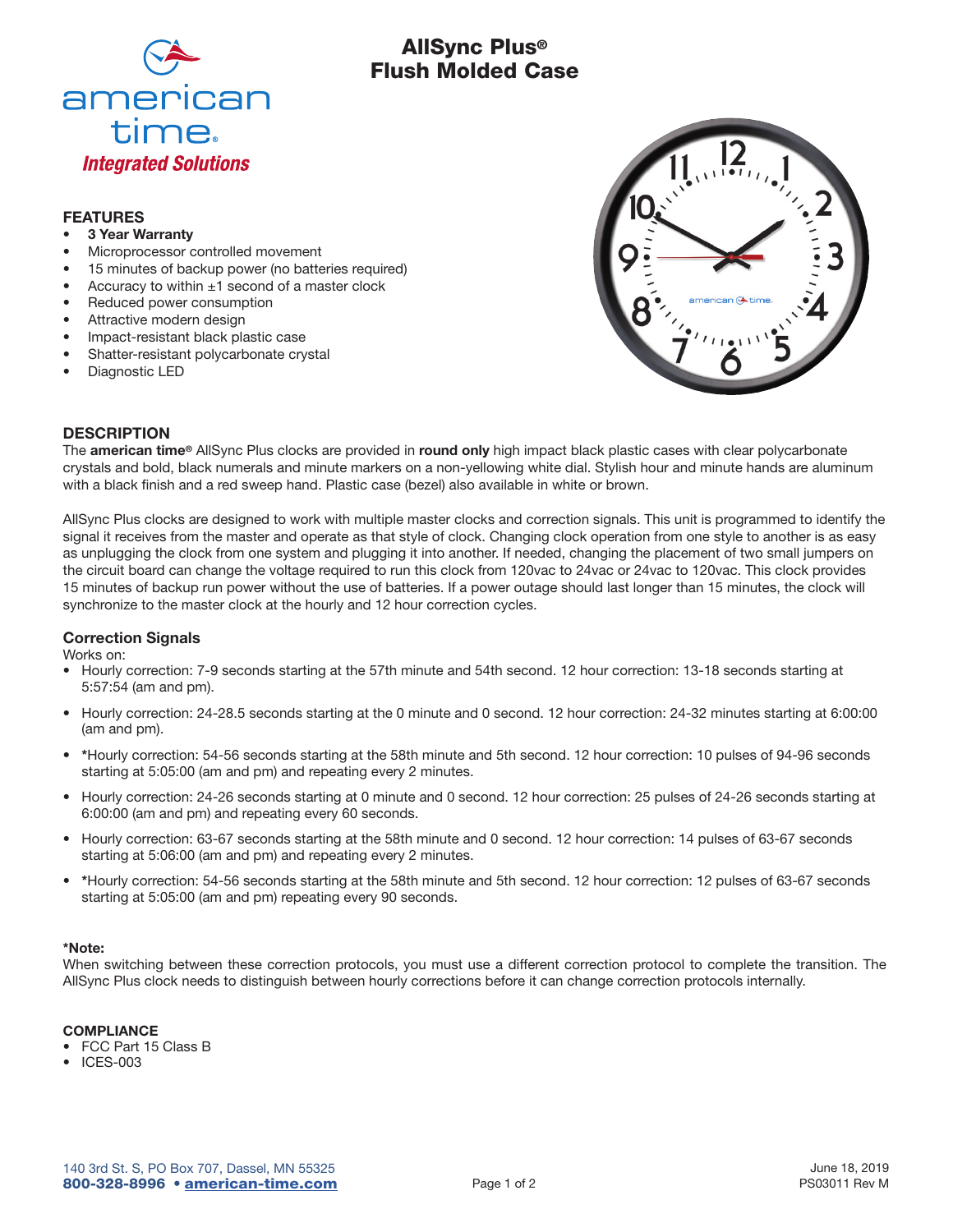american time
*Integrated Solutions*

# AllSync Plus®
# Flush Molded Case

## FEATURES

- **3 Year Warranty**
- Microprocessor controlled movement
- 15 minutes of backup power (no batteries required)
- Accuracy to within ±1 second of a master clock
- Reduced power consumption
- Attractive modern design
- Impact-resistant black plastic case
- Shatter-resistant polycarbonate crystal
- Diagnostic LED

## DESCRIPTION

The **american time®** AllSync Plus clocks are provided in **round only** high impact black plastic cases with clear polycarbonate crystals and bold, black numerals and minute markers on a non-yellowing white dial. Stylish hour and minute hands are aluminum with a black finish and a red sweep hand. Plastic case (bezel) also available in white or brown.

AllSync Plus clocks are designed to work with multiple master clocks and correction signals. This unit is programmed to identify the signal it receives from the master and operate as that style of clock. Changing clock operation from one style to another is as easy as unplugging the clock from one system and plugging it into another. If needed, changing the placement of two small jumpers on the circuit board can change the voltage required to run this clock from 120vac to 24vac or 24vac to 120vac. This clock provides 15 minutes of backup run power without the use of batteries. If a power outage should last longer than 15 minutes, the clock will synchronize to the master clock at the hourly and 12 hour correction cycles.

### Correction Signals

Works on:

- Hourly correction: 7-9 seconds starting at the 57th minute and 54th second. 12 hour correction: 13-18 seconds starting at 5:57:54 (am and pm).
- Hourly correction: 24-28.5 seconds starting at the 0 minute and 0 second. 12 hour correction: 24-32 minutes starting at 6:00:00 (am and pm).
- **\***Hourly correction: 54-56 seconds starting at the 58th minute and 5th second. 12 hour correction: 10 pulses of 94-96 seconds starting at 5:05:00 (am and pm) and repeating every 2 minutes.
- Hourly correction: 24-26 seconds starting at 0 minute and 0 second. 12 hour correction: 25 pulses of 24-26 seconds starting at 6:00:00 (am and pm) and repeating every 60 seconds.
- Hourly correction: 63-67 seconds starting at the 58th minute and 0 second. 12 hour correction: 14 pulses of 63-67 seconds starting at 5:06:00 (am and pm) and repeating every 2 minutes.
- **\***Hourly correction: 54-56 seconds starting at the 58th minute and 5th second. 12 hour correction: 12 pulses of 63-67 seconds starting at 5:05:00 (am and pm) repeating every 90 seconds.

**\*Note:**
When switching between these correction protocols, you must use a different correction protocol to complete the transition. The AllSync Plus clock needs to distinguish between hourly corrections before it can change correction protocols internally.

## COMPLIANCE

- FCC Part 15 Class B
- ICES-003

140 3rd St. S, PO Box 707, Dassel, MN 55325
**800-328-8996 • american-time.com**

June 18, 2019
PS03011 Rev M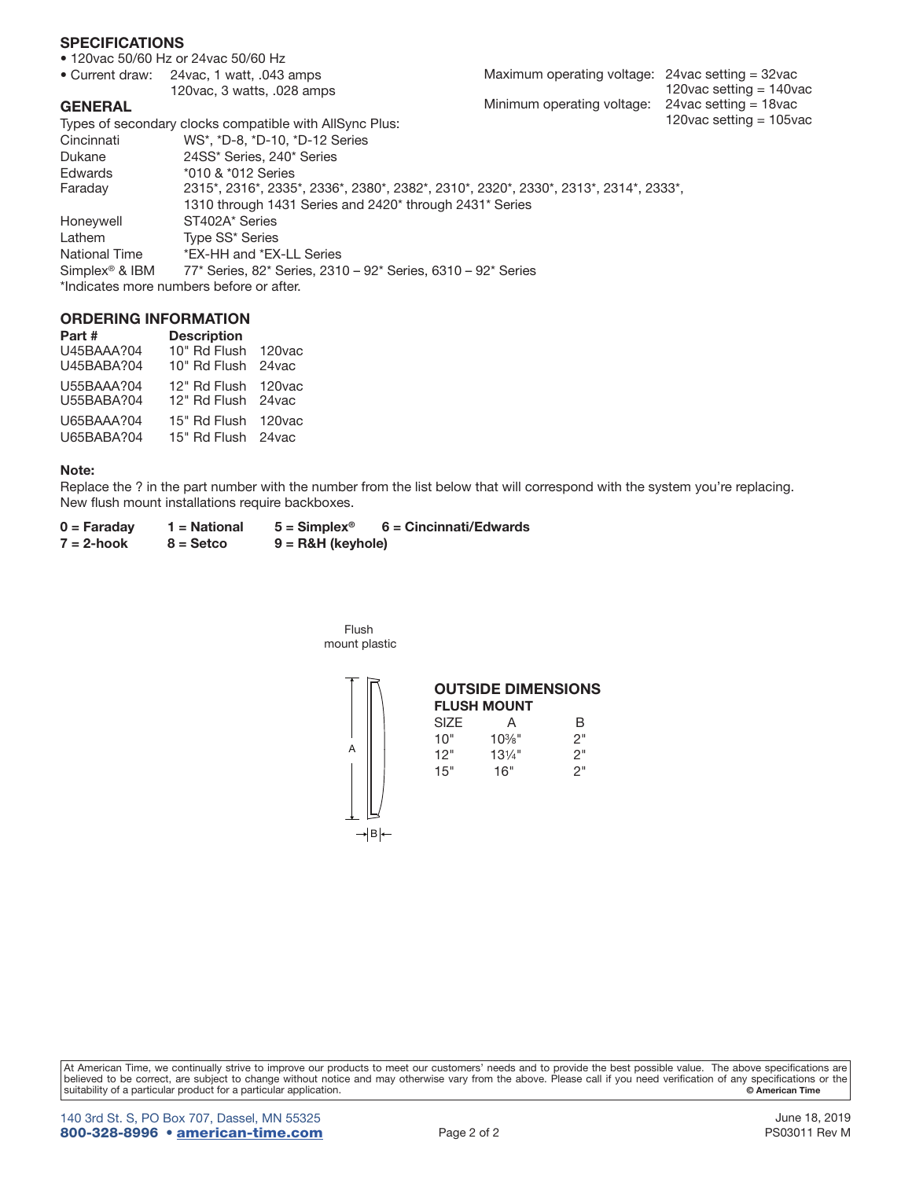## SPECIFICATIONS

- 120vac 50/60 Hz or 24vac 50/60 Hz
- Current draw: 24vac, 1 watt, .043 amps
  120vac, 3 watts, .028 amps

Maximum operating voltage: 24vac setting = 32vac
120vac setting = 140vac

Minimum operating voltage: 24vac setting = 18vac
120vac setting = 105vac

## GENERAL

Types of secondary clocks compatible with AllSync Plus:

| | |
|---|---|
| Cincinnati | WS*, *D-8, *D-10, *D-12 Series |
| Dukane | 24SS* Series, 240* Series |
| Edwards | *010 & *012 Series |
| Faraday | 2315*, 2316*, 2335*, 2336*, 2380*, 2382*, 2310*, 2320*, 2330*, 2313*, 2314*, 2333*, 1310 through 1431 Series and 2420* through 2431* Series |
| Honeywell | ST402A* Series |
| Lathem | Type SS* Series |
| National Time | *EX-HH and *EX-LL Series |
| Simplex® & IBM | 77* Series, 82* Series, 2310 – 92* Series, 6310 – 92* Series |

*Indicates more numbers before or after.

## ORDERING INFORMATION

| Part # | Description | |
|---|---|---|
| U45BAAA?04 | 10" Rd Flush | 120vac |
| U45BABA?04 | 10" Rd Flush | 24vac |
| U55BAAA?04 | 12" Rd Flush | 120vac |
| U55BABA?04 | 12" Rd Flush | 24vac |
| U65BAAA?04 | 15" Rd Flush | 120vac |
| U65BABA?04 | 15" Rd Flush | 24vac |

**Note:**

Replace the ? in the part number with the number from the list below that will correspond with the system you're replacing. New flush mount installations require backboxes.

**0 = Faraday** **1 = National** **5 = Simplex®** **6 = Cincinnati/Edwards**
**7 = 2-hook** **8 = Setco** **9 = R&H (keyhole)**

Flush mount plastic

A

B

## OUTSIDE DIMENSIONS

### FLUSH MOUNT

| SIZE | A | B |
|---|---|---|
| 10" | 10⅜" | 2" |
| 12" | 13¼" | 2" |
| 15" | 16" | 2" |

At American Time, we continually strive to improve our products to meet our customers' needs and to provide the best possible value. The above specifications are believed to be correct, are subject to change without notice and may otherwise vary from the above. Please call if you need verification of any specifications or the suitability of a particular product for a particular application. © American Time

140 3rd St. S, PO Box 707, Dassel, MN 55325
**800-328-8996 • american-time.com**

June 18, 2019
PS03011 Rev M